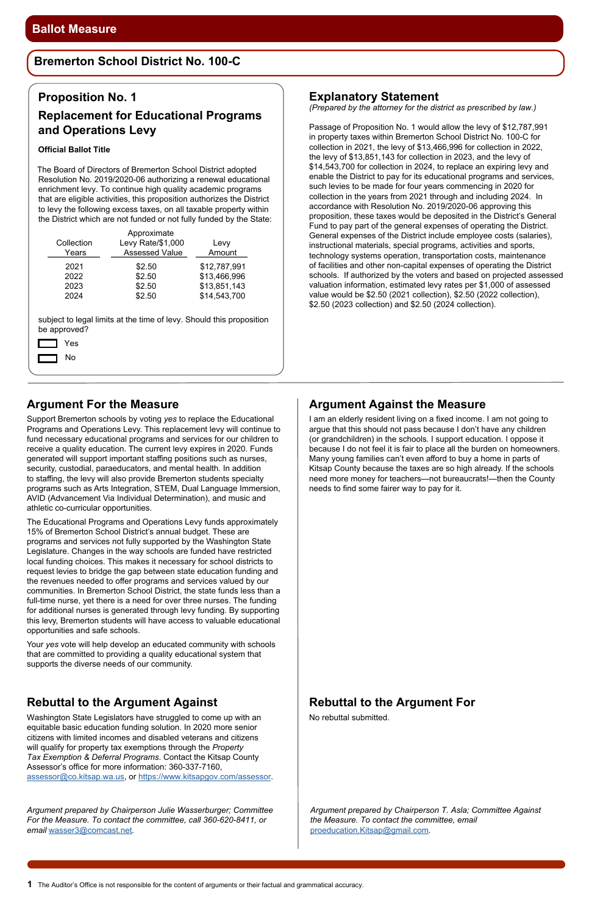# Ballot Measure

## Bremerton School District No. 100-C

### Proposition No. 1

### Replacement for Educational Programs and Operations Levy

**Official Ballot Title**

The Board of Directors of Bremerton School District adopted Resolution No. 2019/2020-06 authorizing a renewal educational enrichment levy. To continue high quality academic programs that are eligible activities, this proposition authorizes the District to levy the following excess taxes, on all taxable property within the District which are not funded or not fully funded by the State:

| Collection Years | Approximate Levy Rate/$1,000 Assessed Value | Levy Amount |
|---|---|---|
| 2021 | $2.50 | $12,787,991 |
| 2022 | $2.50 | $13,466,996 |
| 2023 | $2.50 | $13,851,143 |
| 2024 | $2.50 | $14,543,700 |

subject to legal limits at the time of levy. Should this proposition be approved?

☐ Yes

☐ No

### Explanatory Statement

*(Prepared by the attorney for the district as prescribed by law.)*

Passage of Proposition No. 1 would allow the levy of $12,787,991 in property taxes within Bremerton School District No. 100-C for collection in 2021, the levy of $13,466,996 for collection in 2022, the levy of $13,851,143 for collection in 2023, and the levy of $14,543,700 for collection in 2024, to replace an expiring levy and enable the District to pay for its educational programs and services, such levies to be made for four years commencing in 2020 for collection in the years from 2021 through and including 2024. In accordance with Resolution No. 2019/2020-06 approving this proposition, these taxes would be deposited in the District's General Fund to pay part of the general expenses of operating the District. General expenses of the District include employee costs (salaries), instructional materials, special programs, activities and sports, technology systems operation, transportation costs, maintenance of facilities and other non-capital expenses of operating the District schools. If authorized by the voters and based on projected assessed valuation information, estimated levy rates per $1,000 of assessed value would be $2.50 (2021 collection), $2.50 (2022 collection), $2.50 (2023 collection) and $2.50 (2024 collection).

## Argument For the Measure

Support Bremerton schools by voting *yes* to replace the Educational Programs and Operations Levy. This replacement levy will continue to fund necessary educational programs and services for our children to receive a quality education. The current levy expires in 2020. Funds generated will support important staffing positions such as nurses, security, custodial, paraeducators, and mental health. In addition to staffing, the levy will also provide Bremerton students specialty programs such as Arts Integration, STEM, Dual Language Immersion, AVID (Advancement Via Individual Determination), and music and athletic co-curricular opportunities.

The Educational Programs and Operations Levy funds approximately 15% of Bremerton School District's annual budget. These are programs and services not fully supported by the Washington State Legislature. Changes in the way schools are funded have restricted local funding choices. This makes it necessary for school districts to request levies to bridge the gap between state education funding and the revenues needed to offer programs and services valued by our communities. In Bremerton School District, the state funds less than a full-time nurse, yet there is a need for over three nurses. The funding for additional nurses is generated through levy funding. By supporting this levy, Bremerton students will have access to valuable educational opportunities and safe schools.

Your *yes* vote will help develop an educated community with schools that are committed to providing a quality educational system that supports the diverse needs of our community.

## Rebuttal to the Argument Against

Washington State Legislators have struggled to come up with an equitable basic education funding solution. In 2020 more senior citizens with limited incomes and disabled veterans and citizens will qualify for property tax exemptions through the *Property Tax Exemption & Deferral Programs*. Contact the Kitsap County Assessor's office for more information: 360-337-7160, assessor@co.kitsap.wa.us, or https://www.kitsapgov.com/assessor.

*Argument prepared by Chairperson Julie Wasserburger; Committee For the Measure. To contact the committee, call 360-620-8411, or email* wasser3@comcast.net.

## Argument Against the Measure

I am an elderly resident living on a fixed income. I am not going to argue that this should not pass because I don't have any children (or grandchildren) in the schools. I support education. I oppose it because I do not feel it is fair to place all the burden on homeowners. Many young families can't even afford to buy a home in parts of Kitsap County because the taxes are so high already. If the schools need more money for teachers—not bureaucrats!—then the County needs to find some fairer way to pay for it.

## Rebuttal to the Argument For

No rebuttal submitted.

*Argument prepared by Chairperson T. Asla; Committee Against the Measure. To contact the committee, email* proeducation.Kitsap@gmail.com.

The Auditor's Office is not responsible for the content of arguments or their factual and grammatical accuracy.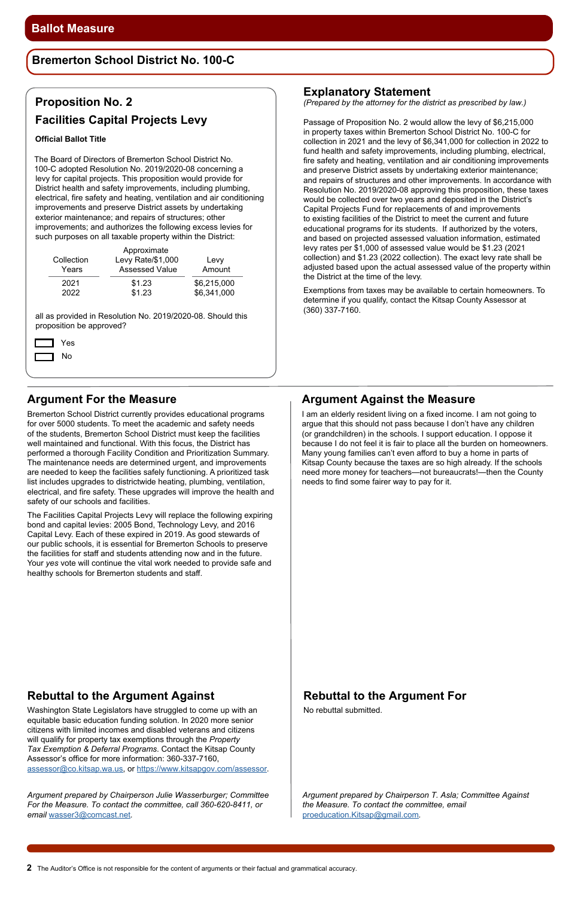# Ballot Measure

## Bremerton School District No. 100-C

### Proposition No. 2
### Facilities Capital Projects Levy

**Official Ballot Title**

The Board of Directors of Bremerton School District No. 100-C adopted Resolution No. 2019/2020-08 concerning a levy for capital projects. This proposition would provide for District health and safety improvements, including plumbing, electrical, fire safety and heating, ventilation and air conditioning improvements and preserve District assets by undertaking exterior maintenance; and repairs of structures; other improvements; and authorizes the following excess levies for such purposes on all taxable property within the District:

| Collection Years | Approximate Levy Rate/$1,000 Assessed Value | Levy Amount |
|---|---|---|
| 2021 | $1.23 | $6,215,000 |
| 2022 | $1.23 | $6,341,000 |

all as provided in Resolution No. 2019/2020-08. Should this proposition be approved?

☐ Yes

☐ No

### Explanatory Statement
*(Prepared by the attorney for the district as prescribed by law.)*

Passage of Proposition No. 2 would allow the levy of $6,215,000 in property taxes within Bremerton School District No. 100-C for collection in 2021 and the levy of $6,341,000 for collection in 2022 to fund health and safety improvements, including plumbing, electrical, fire safety and heating, ventilation and air conditioning improvements and preserve District assets by undertaking exterior maintenance; and repairs of structures and other improvements. In accordance with Resolution No. 2019/2020-08 approving this proposition, these taxes would be collected over two years and deposited in the District's Capital Projects Fund for replacements of and improvements to existing facilities of the District to meet the current and future educational programs for its students. If authorized by the voters, and based on projected assessed valuation information, estimated levy rates per $1,000 of assessed value would be $1.23 (2021 collection) and $1.23 (2022 collection). The exact levy rate shall be adjusted based upon the actual assessed value of the property within the District at the time of the levy.

Exemptions from taxes may be available to certain homeowners. To determine if you qualify, contact the Kitsap County Assessor at (360) 337-7160.

### Argument For the Measure

Bremerton School District currently provides educational programs for over 5000 students. To meet the academic and safety needs of the students, Bremerton School District must keep the facilities well maintained and functional. With this focus, the District has performed a thorough Facility Condition and Prioritization Summary. The maintenance needs are determined urgent, and improvements are needed to keep the facilities safely functioning. A prioritized task list includes upgrades to districtwide heating, plumbing, ventilation, electrical, and fire safety. These upgrades will improve the health and safety of our schools and facilities.

The Facilities Capital Projects Levy will replace the following expiring bond and capital levies: 2005 Bond, Technology Levy, and 2016 Capital Levy. Each of these expired in 2019. As good stewards of our public schools, it is essential for Bremerton Schools to preserve the facilities for staff and students attending now and in the future. Your *yes* vote will continue the vital work needed to provide safe and healthy schools for Bremerton students and staff.

### Rebuttal to the Argument Against

Washington State Legislators have struggled to come up with an equitable basic education funding solution. In 2020 more senior citizens with limited incomes and disabled veterans and citizens will qualify for property tax exemptions through the *Property Tax Exemption & Deferral Programs*. Contact the Kitsap County Assessor's office for more information: 360-337-7160, assessor@co.kitsap.wa.us, or https://www.kitsapgov.com/assessor.

*Argument prepared by Chairperson Julie Wasserburger; Committee For the Measure. To contact the committee, call 360-620-8411, or email* wasser3@comcast.net.

### Argument Against the Measure

I am an elderly resident living on a fixed income. I am not going to argue that this should not pass because I don't have any children (or grandchildren) in the schools. I support education. I oppose it because I do not feel it is fair to place all the burden on homeowners. Many young families can't even afford to buy a home in parts of Kitsap County because the taxes are so high already. If the schools need more money for teachers—not bureaucrats!—then the County needs to find some fairer way to pay for it.

### Rebuttal to the Argument For

No rebuttal submitted.

*Argument prepared by Chairperson T. Asla; Committee Against the Measure. To contact the committee, email* proeducation.Kitsap@gmail.com.

The Auditor's Office is not responsible for the content of arguments or their factual and grammatical accuracy.